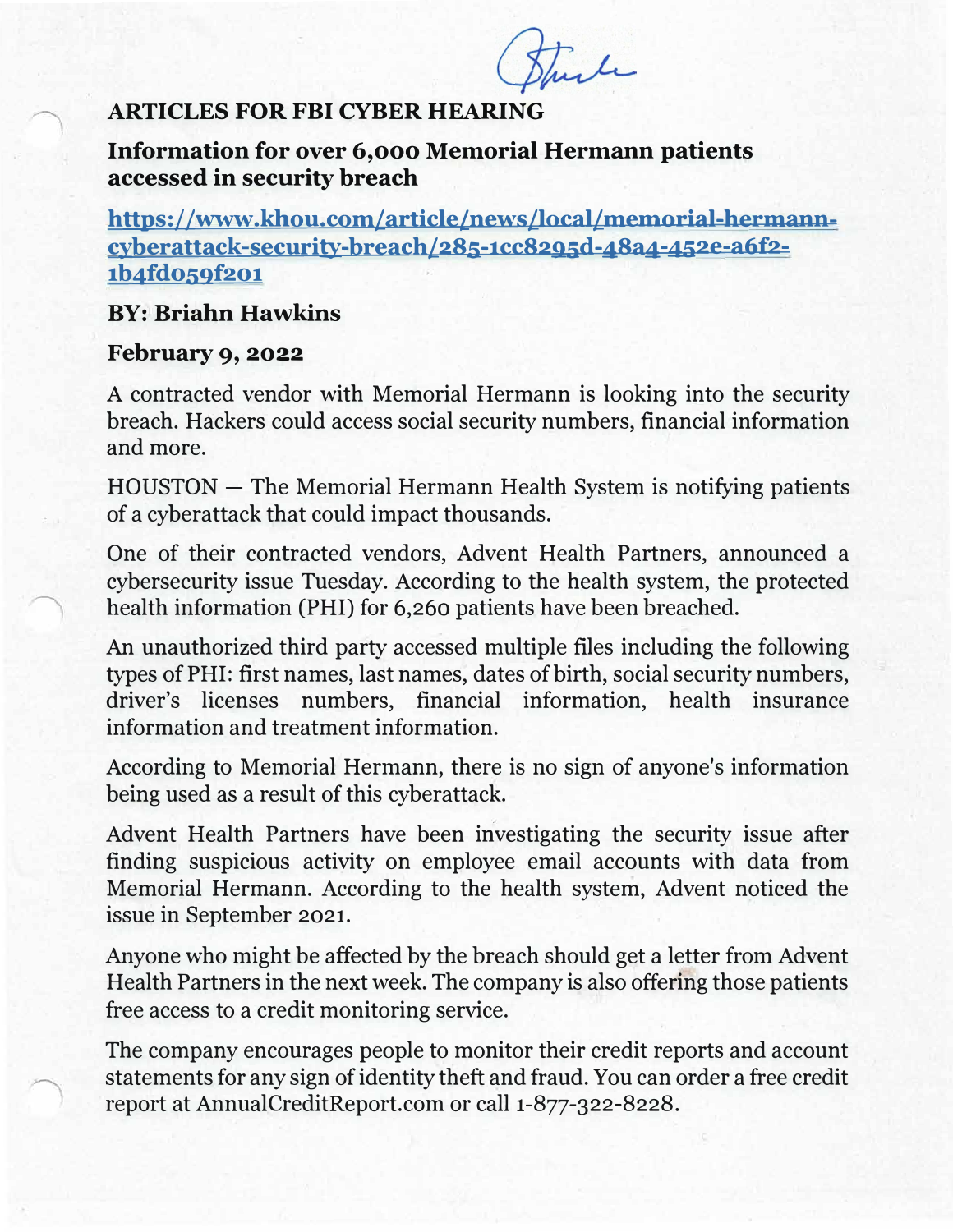## ARTICLES FOR FBI CYBER HEARING

## Information for over 6,000 Memorial Hermann patients accessed in security breach

https://www.khou.com/article/news/local/memorial-hermann-cyberattack-security-breach/285-1cc8295d-48a4-452e-a6f2-1b4fd059f201

**BY: Briahn Hawkins**

**February 9, 2022**

A contracted vendor with Memorial Hermann is looking into the security breach. Hackers could access social security numbers, financial information and more.

HOUSTON — The Memorial Hermann Health System is notifying patients of a cyberattack that could impact thousands.

One of their contracted vendors, Advent Health Partners, announced a cybersecurity issue Tuesday. According to the health system, the protected health information (PHI) for 6,260 patients have been breached.

An unauthorized third party accessed multiple files including the following types of PHI: first names, last names, dates of birth, social security numbers, driver's licenses numbers, financial information, health insurance information and treatment information.

According to Memorial Hermann, there is no sign of anyone's information being used as a result of this cyberattack.

Advent Health Partners have been investigating the security issue after finding suspicious activity on employee email accounts with data from Memorial Hermann. According to the health system, Advent noticed the issue in September 2021.

Anyone who might be affected by the breach should get a letter from Advent Health Partners in the next week. The company is also offering those patients free access to a credit monitoring service.

The company encourages people to monitor their credit reports and account statements for any sign of identity theft and fraud. You can order a free credit report at AnnualCreditReport.com or call 1-877-322-8228.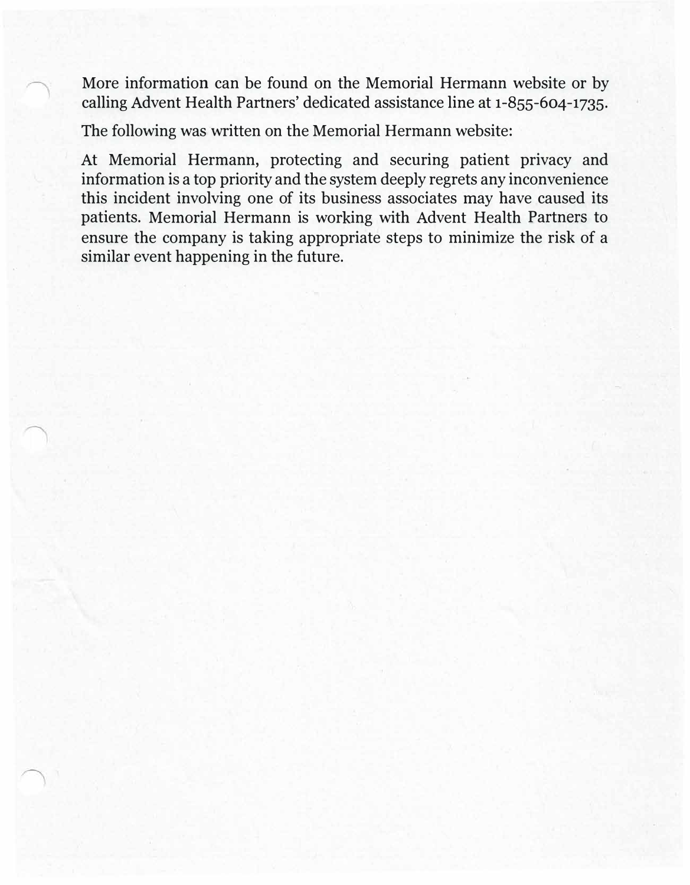More information can be found on the Memorial Hermann website or by calling Advent Health Partners' dedicated assistance line at 1-855-604-1735.

The following was written on the Memorial Hermann website:

At Memorial Hermann, protecting and securing patient privacy and information is a top priority and the system deeply regrets any inconvenience this incident involving one of its business associates may have caused its patients. Memorial Hermann is working with Advent Health Partners to ensure the company is taking appropriate steps to minimize the risk of a similar event happening in the future.